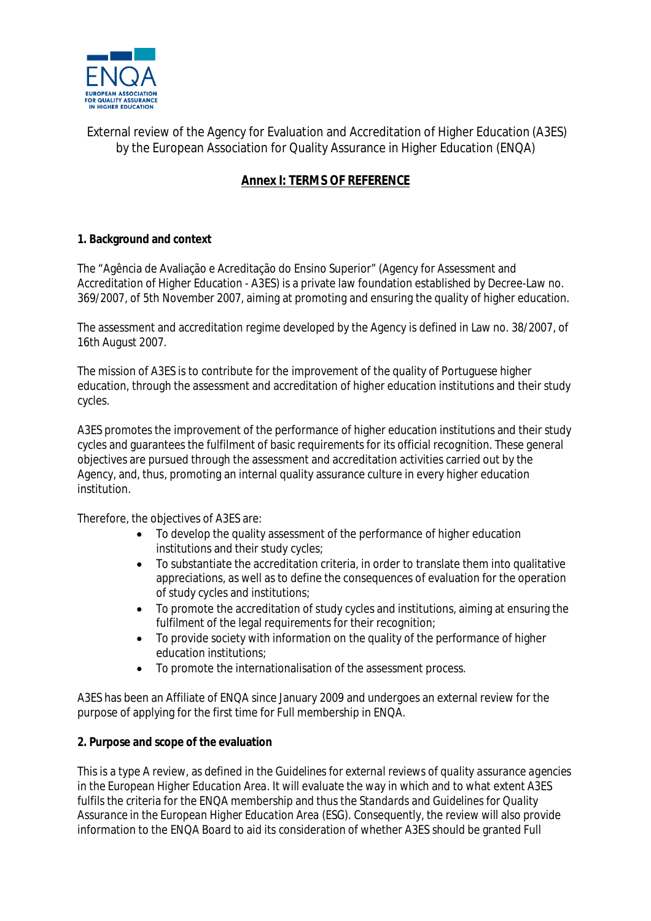External review of the Agency for Evaluation and Accreditation of Higher Education (A3ES) by the European Association for Quality Assurance in Higher Education (ENQA)

# Annex I: TERMS OF REFERENCE

## 1. Background and context

The "Agência de Avaliação e Acreditação do Ensino Superior" (Agency for Assessment and Accreditation of Higher Education - A3ES) is a private law foundation established by Decree-Law no. 369/2007, of 5th November 2007, aiming at promoting and ensuring the quality of higher education.

The assessment and accreditation regime developed by the Agency is defined in Law no. 38/2007, of 16th August 2007.

The mission of A3ES is to contribute for the improvement of the quality of Portuguese higher education, through the assessment and accreditation of higher education institutions and their study cycles.

A3ES promotes the improvement of the performance of higher education institutions and their study cycles and guarantees the fulfilment of basic requirements for its official recognition. These general objectives are pursued through the assessment and accreditation activities carried out by the Agency, and, thus, promoting an internal quality assurance culture in every higher education institution.

Therefore, the objectives of A3ES are:

- To develop the quality assessment of the performance of higher education institutions and their study cycles;
- To substantiate the accreditation criteria, in order to translate them into qualitative appreciations, as well as to define the consequences of evaluation for the operation of study cycles and institutions;
- To promote the accreditation of study cycles and institutions, aiming at ensuring the fulfilment of the legal requirements for their recognition;
- To provide society with information on the quality of the performance of higher education institutions;
- To promote the internationalisation of the assessment process.

A3ES has been an Affiliate of ENQA since January 2009 and undergoes an external review for the purpose of applying for the first time for Full membership in ENQA.

## 2. Purpose and scope of the evaluation

This is a type A review, as defined in the Guidelines for *external reviews of quality assurance agencies in the European Higher Education Area*. It will evaluate the way in which and to what extent A3ES fulfils the criteria for the ENQA membership and thus the *Standards and Guidelines for Quality Assurance in the European Higher Education Area* (ESG). Consequently, the review will also provide information to the ENQA Board to aid its consideration of whether A3ES should be granted Full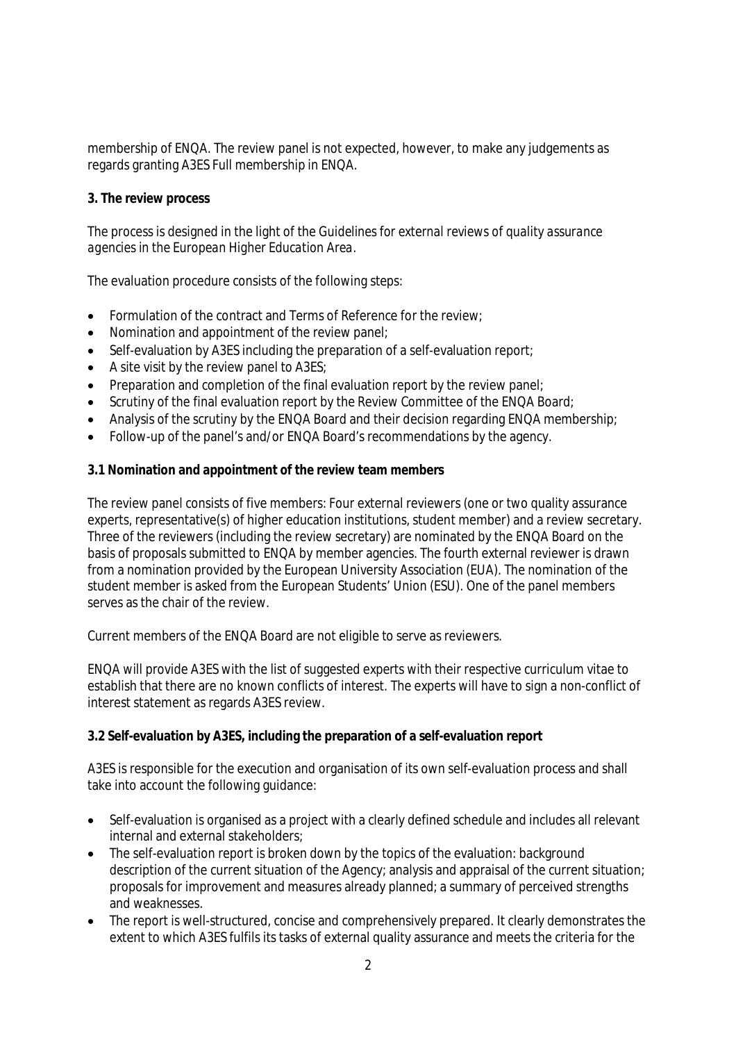membership of ENQA. The review panel is not expected, however, to make any judgements as regards granting A3ES Full membership in ENQA.

**3. The review process**

The process is designed in the light of the *Guidelines for external reviews of quality assurance agencies in the European Higher Education Area*.

The evaluation procedure consists of the following steps:

- Formulation of the contract and Terms of Reference for the review;
- Nomination and appointment of the review panel;
- Self-evaluation by A3ES including the preparation of a self-evaluation report;
- A site visit by the review panel to A3ES;
- Preparation and completion of the final evaluation report by the review panel;
- Scrutiny of the final evaluation report by the Review Committee of the ENQA Board;
- Analysis of the scrutiny by the ENQA Board and their decision regarding ENQA membership;
- Follow-up of the panel's and/or ENQA Board's recommendations by the agency.

**3.1 Nomination and appointment of the review team members**

The review panel consists of five members: Four external reviewers (one or two quality assurance experts, representative(s) of higher education institutions, student member) and a review secretary. Three of the reviewers (including the review secretary) are nominated by the ENQA Board on the basis of proposals submitted to ENQA by member agencies. The fourth external reviewer is drawn from a nomination provided by the European University Association (EUA). The nomination of the student member is asked from the European Students' Union (ESU). One of the panel members serves as the chair of the review.

Current members of the ENQA Board are not eligible to serve as reviewers.

ENQA will provide A3ES with the list of suggested experts with their respective curriculum vitae to establish that there are no known conflicts of interest. The experts will have to sign a non-conflict of interest statement as regards A3ES review.

**3.2 Self-evaluation by A3ES, including the preparation of a self-evaluation report**

A3ES is responsible for the execution and organisation of its own self-evaluation process and shall take into account the following guidance:

- Self-evaluation is organised as a project with a clearly defined schedule and includes all relevant internal and external stakeholders;
- The self-evaluation report is broken down by the topics of the evaluation: background description of the current situation of the Agency; analysis and appraisal of the current situation; proposals for improvement and measures already planned; a summary of perceived strengths and weaknesses.
- The report is well-structured, concise and comprehensively prepared. It clearly demonstrates the extent to which A3ES fulfils its tasks of external quality assurance and meets the criteria for the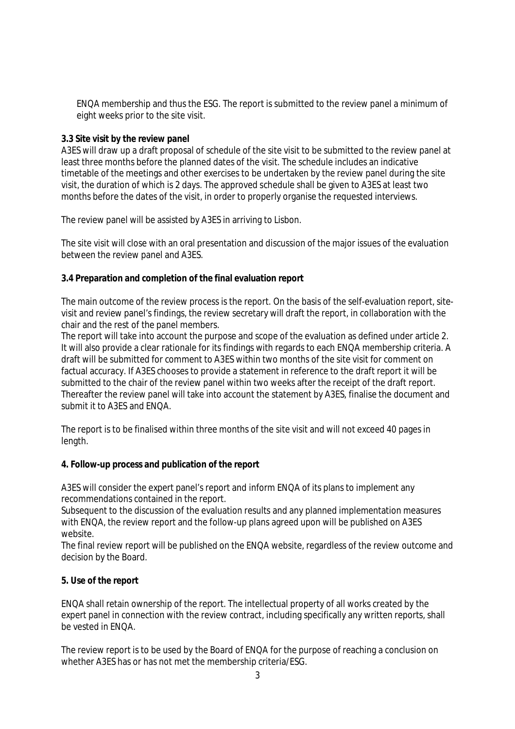ENQA membership and thus the ESG. The report is submitted to the review panel a minimum of eight weeks prior to the site visit.

**3.3 Site visit by the review panel**

A3ES will draw up a draft proposal of schedule of the site visit to be submitted to the review panel at least three months before the planned dates of the visit. The schedule includes an indicative timetable of the meetings and other exercises to be undertaken by the review panel during the site visit, the duration of which is 2 days. The approved schedule shall be given to A3ES at least two months before the dates of the visit, in order to properly organise the requested interviews.

The review panel will be assisted by A3ES in arriving to Lisbon.

The site visit will close with an oral presentation and discussion of the major issues of the evaluation between the review panel and A3ES.

**3.4 Preparation and completion of the final evaluation report**

The main outcome of the review process is the report. On the basis of the self-evaluation report, site-visit and review panel's findings, the review secretary will draft the report, in collaboration with the chair and the rest of the panel members.

The report will take into account the purpose and scope of the evaluation as defined under article 2. It will also provide a clear rationale for its findings with regards to each ENQA membership criteria. A draft will be submitted for comment to A3ES within two months of the site visit for comment on factual accuracy. If A3ES chooses to provide a statement in reference to the draft report it will be submitted to the chair of the review panel within two weeks after the receipt of the draft report. Thereafter the review panel will take into account the statement by A3ES, finalise the document and submit it to A3ES and ENQA.

The report is to be finalised within three months of the site visit and will not exceed 40 pages in length.

**4. Follow-up process and publication of the report**

A3ES will consider the expert panel's report and inform ENQA of its plans to implement any recommendations contained in the report.

Subsequent to the discussion of the evaluation results and any planned implementation measures with ENQA, the review report and the follow-up plans agreed upon will be published on A3ES website.

The final review report will be published on the ENQA website, regardless of the review outcome and decision by the Board.

**5. Use of the report**

ENQA shall retain ownership of the report. The intellectual property of all works created by the expert panel in connection with the review contract, including specifically any written reports, shall be vested in ENQA.

The review report is to be used by the Board of ENQA for the purpose of reaching a conclusion on whether A3ES has or has not met the membership criteria/ESG.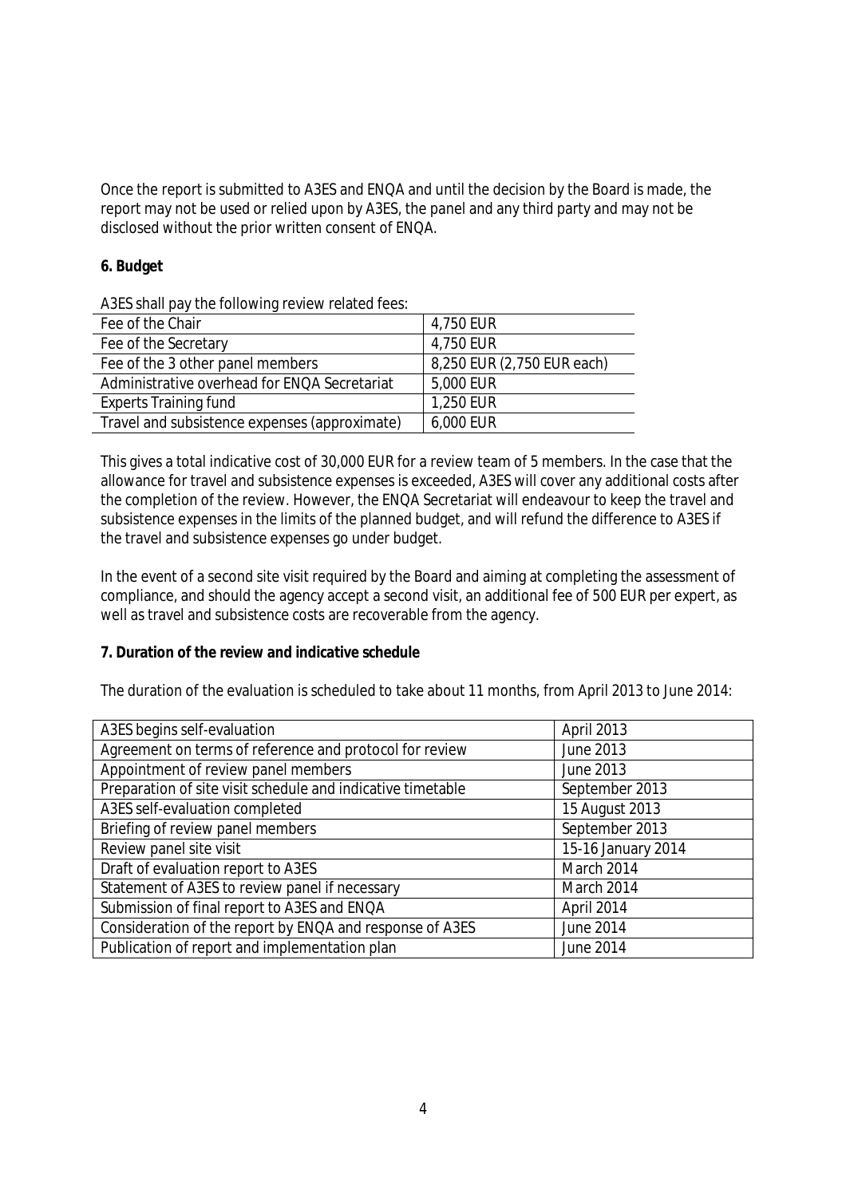Once the report is submitted to A3ES and ENQA and until the decision by the Board is made, the report may not be used or relied upon by A3ES, the panel and any third party and may not be disclosed without the prior written consent of ENQA.

**6. Budget**

A3ES shall pay the following review related fees:

| | |
|---|---|
| Fee of the Chair | 4,750 EUR |
| Fee of the Secretary | 4,750 EUR |
| Fee of the 3 other panel members | 8,250 EUR (2,750 EUR each) |
| Administrative overhead for ENQA Secretariat | 5,000 EUR |
| Experts Training fund | 1,250 EUR |
| Travel and subsistence expenses (approximate) | 6,000 EUR |

This gives a total indicative cost of 30,000 EUR for a review team of 5 members. In the case that the allowance for travel and subsistence expenses is exceeded, A3ES will cover any additional costs after the completion of the review. However, the ENQA Secretariat will endeavour to keep the travel and subsistence expenses in the limits of the planned budget, and will refund the difference to A3ES if the travel and subsistence expenses go under budget.

In the event of a second site visit required by the Board and aiming at completing the assessment of compliance, and should the agency accept a second visit, an additional fee of 500 EUR per expert, as well as travel and subsistence costs are recoverable from the agency.

**7. Duration of the review and indicative schedule**

The duration of the evaluation is scheduled to take about 11 months, from April 2013 to June 2014:

| | |
|---|---|
| A3ES begins self-evaluation | April 2013 |
| Agreement on terms of reference and protocol for review | June 2013 |
| Appointment of review panel members | June 2013 |
| Preparation of site visit schedule and indicative timetable | September 2013 |
| A3ES self-evaluation completed | 15 August 2013 |
| Briefing of review panel members | September 2013 |
| Review panel site visit | 15-16 January 2014 |
| Draft of evaluation report to A3ES | March 2014 |
| Statement of A3ES to review panel if necessary | March 2014 |
| Submission of final report to A3ES and ENQA | April 2014 |
| Consideration of the report by ENQA and response of A3ES | June 2014 |
| Publication of report and implementation plan | June 2014 |